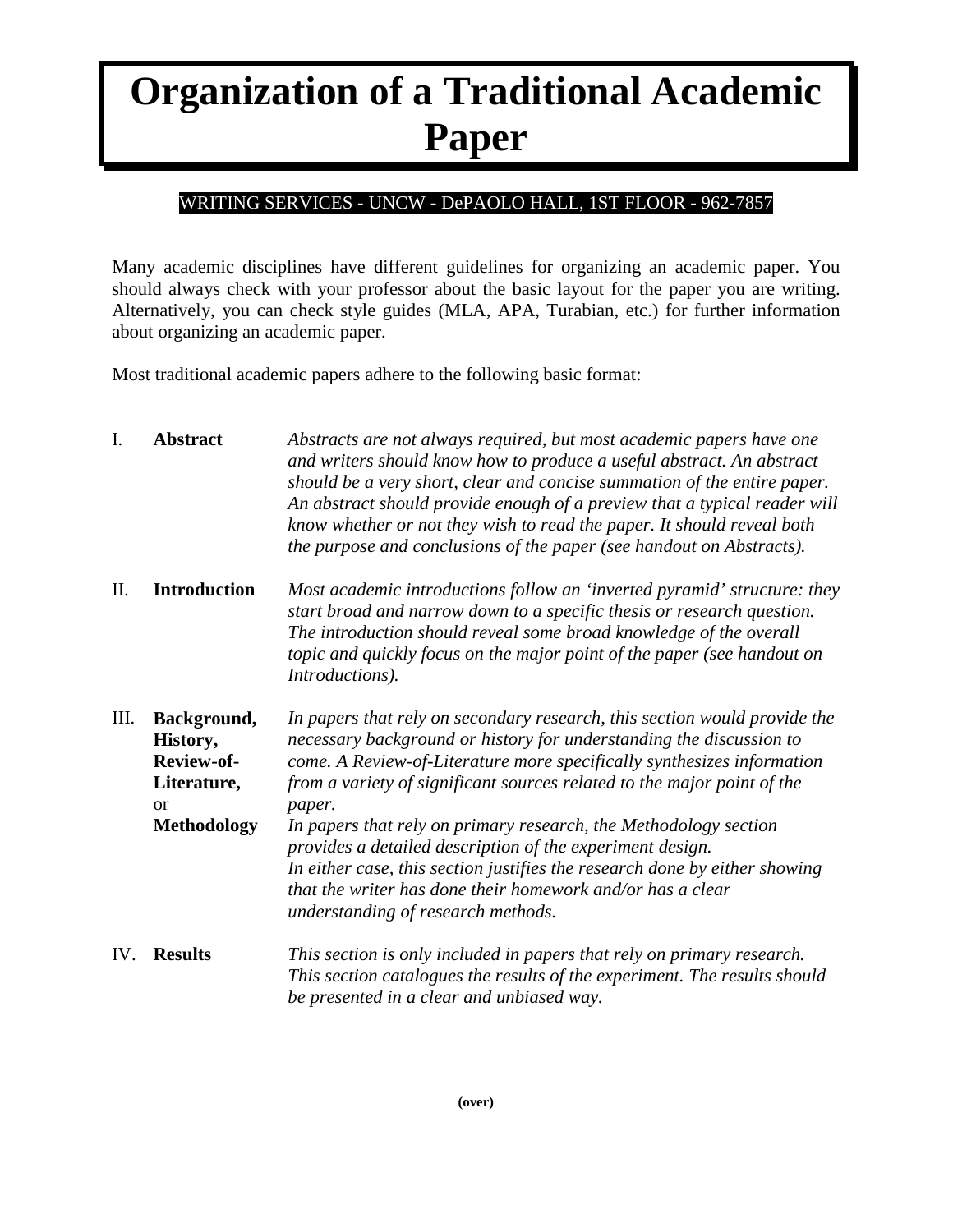# Organization of a Traditional Academic Paper

WRITING SERVICES - UNCW - DePAOLO HALL, 1ST FLOOR - 962-7857

Many academic disciplines have different guidelines for organizing an academic paper. You should always check with your professor about the basic layout for the paper you are writing. Alternatively, you can check style guides (MLA, APA, Turabian, etc.) for further information about organizing an academic paper.

Most traditional academic papers adhere to the following basic format:

I. **Abstract**

*Abstracts are not always required, but most academic papers have one and writers should know how to produce a useful abstract. An abstract should be a very short, clear and concise summation of the entire paper. An abstract should provide enough of a preview that a typical reader will know whether or not they wish to read the paper. It should reveal both the purpose and conclusions of the paper (see handout on Abstracts).*

II. **Introduction**

*Most academic introductions follow an 'inverted pyramid' structure: they start broad and narrow down to a specific thesis or research question. The introduction should reveal some broad knowledge of the overall topic and quickly focus on the major point of the paper (see handout on Introductions).*

III. **Background, History, Review-of-Literature,** or **Methodology**

*In papers that rely on secondary research, this section would provide the necessary background or history for understanding the discussion to come. A Review-of-Literature more specifically synthesizes information from a variety of significant sources related to the major point of the paper.*
*In papers that rely on primary research, the Methodology section provides a detailed description of the experiment design.*
*In either case, this section justifies the research done by either showing that the writer has done their homework and/or has a clear understanding of research methods.*

IV. **Results**

*This section is only included in papers that rely on primary research. This section catalogues the results of the experiment. The results should be presented in a clear and unbiased way.*

**(over)**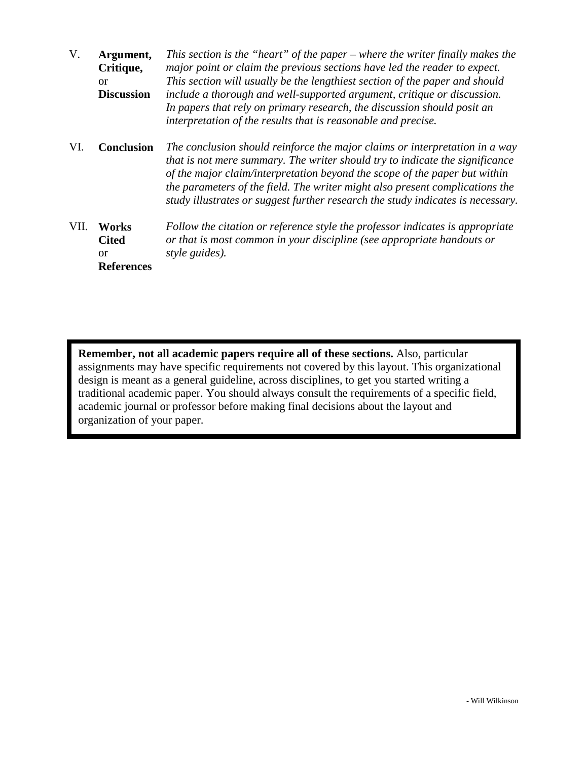V. **Argument, Critique,** or **Discussion**

*This section is the "heart" of the paper – where the writer finally makes the major point or claim the previous sections have led the reader to expect. This section will usually be the lengthiest section of the paper and should include a thorough and well-supported argument, critique or discussion. In papers that rely on primary research, the discussion should posit an interpretation of the results that is reasonable and precise.*

VI. **Conclusion**

*The conclusion should reinforce the major claims or interpretation in a way that is not mere summary. The writer should try to indicate the significance of the major claim/interpretation beyond the scope of the paper but within the parameters of the field. The writer might also present complications the study illustrates or suggest further research the study indicates is necessary.*

VII. **Works Cited** or **References**

*Follow the citation or reference style the professor indicates is appropriate or that is most common in your discipline (see appropriate handouts or style guides).*

> **Remember, not all academic papers require all of these sections.** Also, particular assignments may have specific requirements not covered by this layout. This organizational design is meant as a general guideline, across disciplines, to get you started writing a traditional academic paper. You should always consult the requirements of a specific field, academic journal or professor before making final decisions about the layout and organization of your paper.

- Will Wilkinson